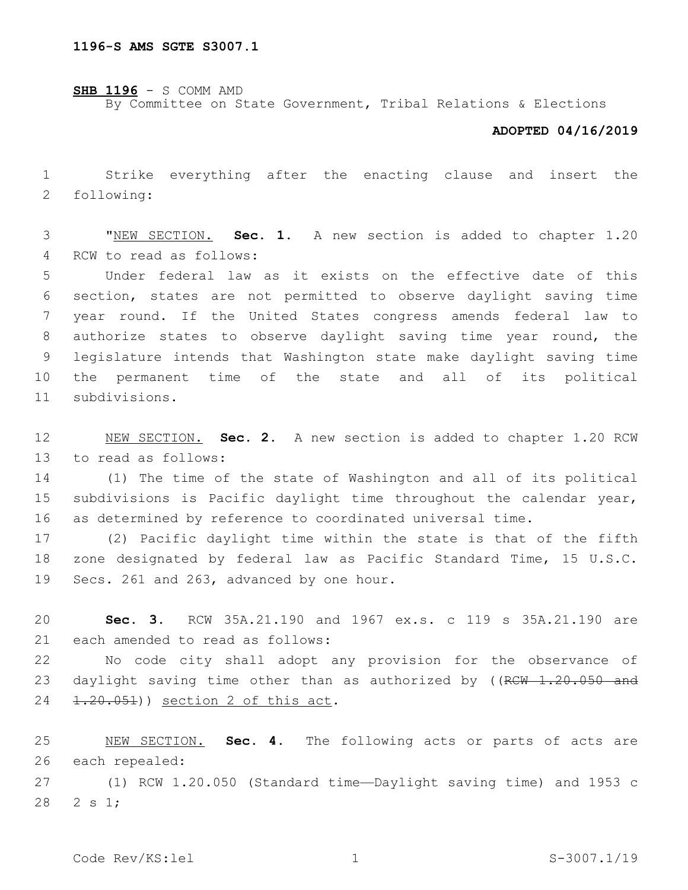1196-S AMS SGTE S3007.1

**SHB 1196** - S COMM AMD
By Committee on State Government, Tribal Relations & Elections

**ADOPTED 04/16/2019**

Strike everything after the enacting clause and insert the following:

"NEW SECTION. **Sec. 1.** A new section is added to chapter 1.20 RCW to read as follows:

Under federal law as it exists on the effective date of this section, states are not permitted to observe daylight saving time year round. If the United States congress amends federal law to authorize states to observe daylight saving time year round, the legislature intends that Washington state make daylight saving time the permanent time of the state and all of its political subdivisions.

NEW SECTION. **Sec. 2.** A new section is added to chapter 1.20 RCW to read as follows:

(1) The time of the state of Washington and all of its political subdivisions is Pacific daylight time throughout the calendar year, as determined by reference to coordinated universal time.

(2) Pacific daylight time within the state is that of the fifth zone designated by federal law as Pacific Standard Time, 15 U.S.C. Secs. 261 and 263, advanced by one hour.

**Sec. 3.** RCW 35A.21.190 and 1967 ex.s. c 119 s 35A.21.190 are each amended to read as follows:

No code city shall adopt any provision for the observance of daylight saving time other than as authorized by ((~~RCW 1.20.050 and 1.20.051~~)) section 2 of this act.

NEW SECTION. **Sec. 4.** The following acts or parts of acts are each repealed:

(1) RCW 1.20.050 (Standard time—Daylight saving time) and 1953 c 2 s 1;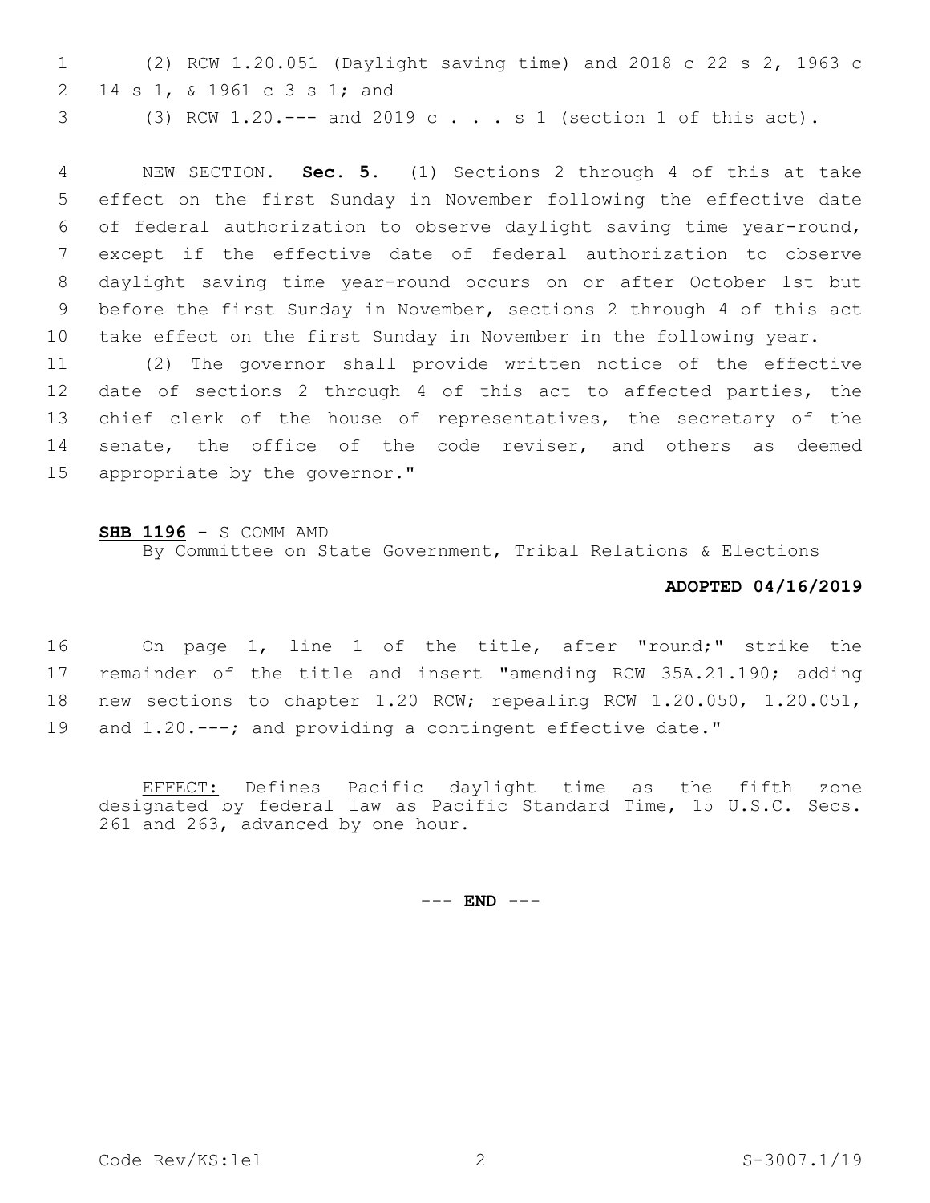(2) RCW 1.20.051 (Daylight saving time) and 2018 c 22 s 2, 1963 c 14 s 1, & 1961 c 3 s 1; and

(3) RCW 1.20.--- and 2019 c . . . s 1 (section 1 of this act).

NEW SECTION. **Sec. 5.** (1) Sections 2 through 4 of this at take effect on the first Sunday in November following the effective date of federal authorization to observe daylight saving time year-round, except if the effective date of federal authorization to observe daylight saving time year-round occurs on or after October 1st but before the first Sunday in November, sections 2 through 4 of this act take effect on the first Sunday in November in the following year.

(2) The governor shall provide written notice of the effective date of sections 2 through 4 of this act to affected parties, the chief clerk of the house of representatives, the secretary of the senate, the office of the code reviser, and others as deemed appropriate by the governor."

**SHB 1196** - S COMM AMD
By Committee on State Government, Tribal Relations & Elections

**ADOPTED 04/16/2019**

On page 1, line 1 of the title, after "round;" strike the remainder of the title and insert "amending RCW 35A.21.190; adding new sections to chapter 1.20 RCW; repealing RCW 1.20.050, 1.20.051, and 1.20.---; and providing a contingent effective date."

EFFECT: Defines Pacific daylight time as the fifth zone designated by federal law as Pacific Standard Time, 15 U.S.C. Secs. 261 and 263, advanced by one hour.

**--- END ---**